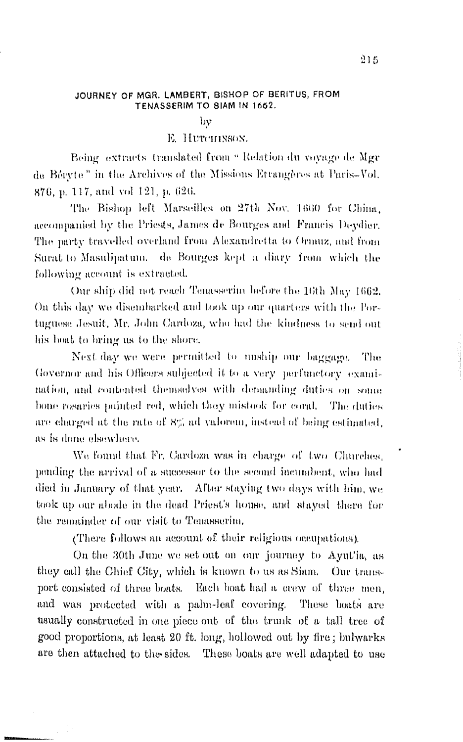# JOURNEY OF MGR. LAMBERT, BISHOP OF BERITUS, FROM TENASSERIM TO SIAM IN 1662.

by

E. HUTCHINSON.

Being extracts translated from "Relation du voyage de Mgr de Béryte" in the Archives of the Missions Etrangères at Paris—Vol. 876, p. 117, and vol 121, p. 626.

The Bishop left Marseilles on 27th Nov. 1660 for China, accompanied by the Priests, James de Bourges and Francis Deydier. The party travelled overland from Alexandretta to Ormuz, and from Surat to Masulipatum. de Bourges kept a diary from which the following account is extracted.

Our ship did not reach Tenasserim before the 16th May 1662. On this day we disembarked and took up our quarters with the Portuguese Jesuit, Mr. John Cardoza, who had the kindness to send out his boat to bring us to the shore.

Next day we were permitted to unship our baggage. The Governor and his Officers subjected it to a very perfunctory examination, and contented themselves with demanding duties on some bone rosaries painted red, which they mistook for coral. The duties are charged at the rate of 8% ad valorem, instead of being estimated, as is done elsewhere.

We found that Fr. Cardoza was in charge of two Churches, pending the arrival of a successor to the second incumbent, who had died in January of that year. After staying two days with him, we took up our abode in the dead Priest's house, and stayed there for the remainder of our visit to Tenasserim.

(There follows an account of their religious occupations).

On the 30th June we set out on our journey to Ayut'ia, as they call the Chief City, which is known to us as Siam. Our transport consisted of three boats. Each boat had a crew of three men, and was protected with a palm-leaf covering. These boats are usually constructed in one piece out of the trunk of a tall tree of good proportions, at least 20 ft. long, hollowed out by fire; bulwarks are then attached to the sides. These boats are well adapted to use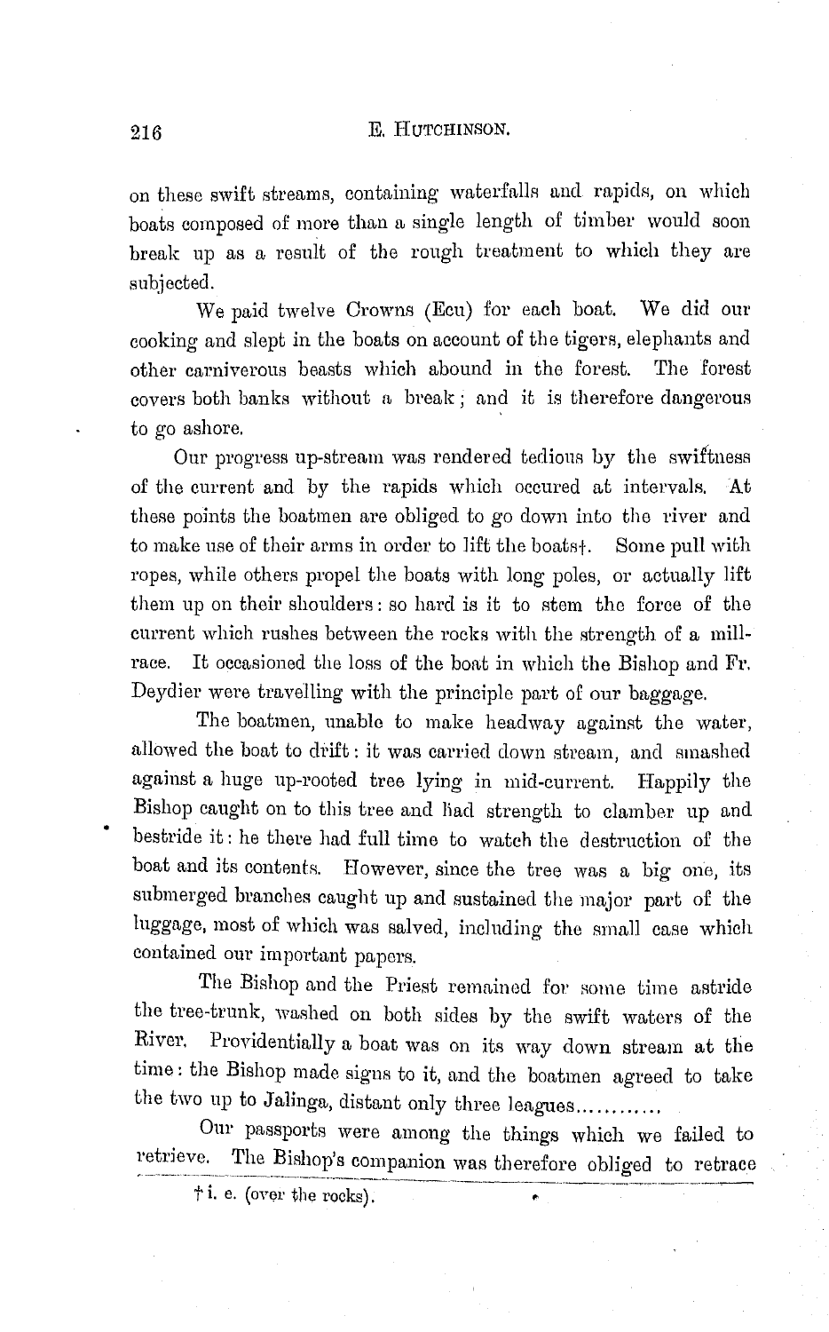on these swift streams, containing waterfalls and rapids, on which boats composed of more than a single length of timber would soon break up as a result of the rough treatment to which they are subjected.

We paid twelve Crowns (Ecu) for each boat. We did our cooking and slept in the boats on account of the tigers, elephants and other carniverous beasts which abound in the forest. The forest covers both banks without a break; and it is therefore dangerous to go ashore.

Our progress up-stream was rendered tedious by the swiftness of the current and by the rapids which occured at intervals. At these points the boatmen are obliged to go down into the river and to make use of their arms in order to lift the boats†. Some pull with ropes, while others propel the boats with long poles, or actually lift them up on their shoulders: so hard is it to stem the force of the current which rushes between the rocks with the strength of a mill-race. It occasioned the loss of the boat in which the Bishop and Fr. Deydier were travelling with the principle part of our baggage.

The boatmen, unable to make headway against the water, allowed the boat to drift: it was carried down stream, and smashed against a huge up-rooted tree lying in mid-current. Happily the Bishop caught on to this tree and had strength to clamber up and bestride it: he there had full time to watch the destruction of the boat and its contents. However, since the tree was a big one, its submerged branches caught up and sustained the major part of the luggage, most of which was salved, including the small case which contained our important papers.

The Bishop and the Priest remained for some time astride the tree-trunk, washed on both sides by the swift waters of the River. Providentially a boat was on its way down stream at the time: the Bishop made signs to it, and the boatmen agreed to take the two up to Jalinga, distant only three leagues............

Our passports were among the things which we failed to retrieve. The Bishop's companion was therefore obliged to retrace

† i. e. (over the rocks).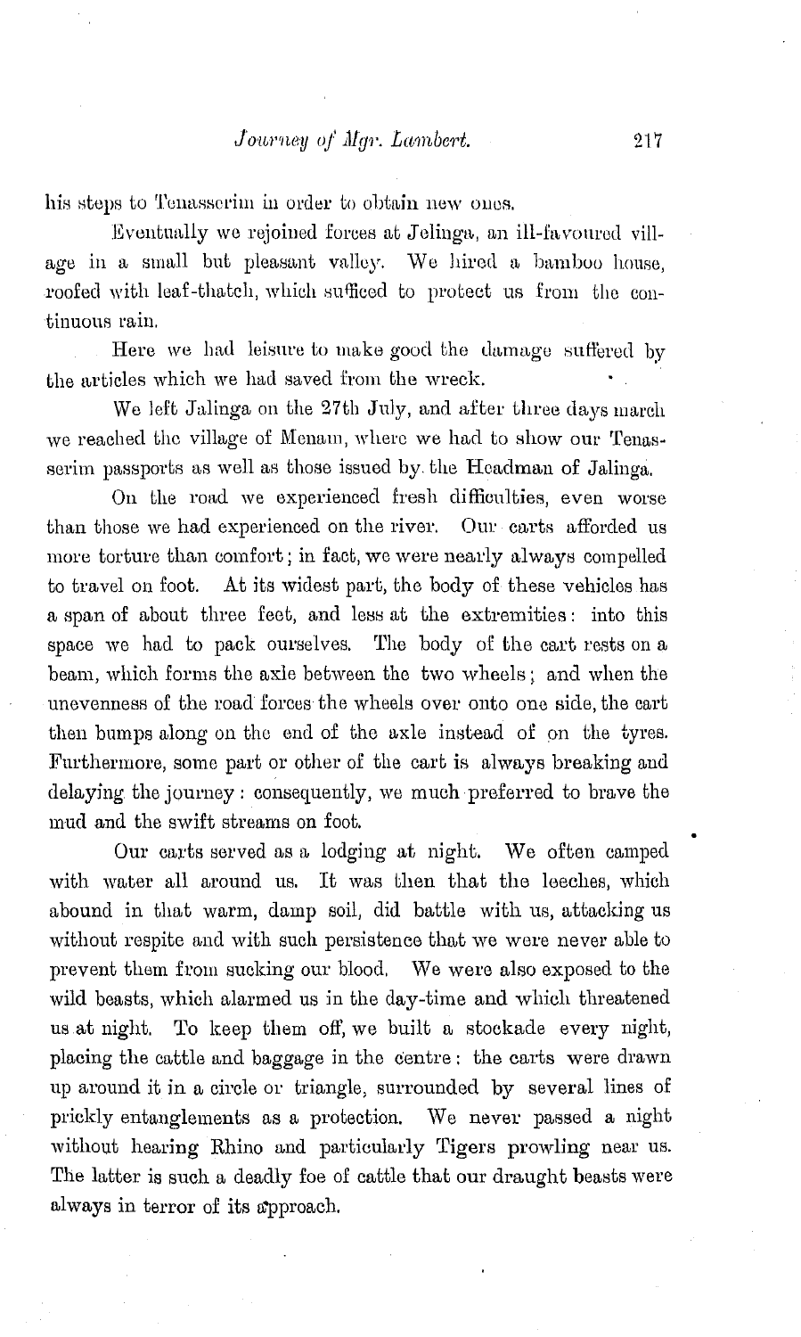his steps to Tenasserim in order to obtain new ones.

Eventually we rejoined forces at Jelinga, an ill-favoured village in a small but pleasant valley. We hired a bamboo house, roofed with leaf-thatch, which sufficed to protect us from the continuous rain.

Here we had leisure to make good the damage suffered by the articles which we had saved from the wreck.

We left Jalinga on the 27th July, and after three days march we reached the village of Menam, where we had to show our Tenasserim passports as well as those issued by the Headman of Jalinga.

On the road we experienced fresh difficulties, even worse than those we had experienced on the river. Our carts afforded us more torture than comfort; in fact, we were nearly always compelled to travel on foot. At its widest part, the body of these vehicles has a span of about three feet, and less at the extremities: into this space we had to pack ourselves. The body of the cart rests on a beam, which forms the axle between the two wheels; and when the unevenness of the road forces the wheels over onto one side, the cart then bumps along on the end of the axle instead of on the tyres. Furthermore, some part or other of the cart is always breaking and delaying the journey: consequently, we much preferred to brave the mud and the swift streams on foot.

Our carts served as a lodging at night. We often camped with water all around us. It was then that the leeches, which abound in that warm, damp soil, did battle with us, attacking us without respite and with such persistence that we were never able to prevent them from sucking our blood. We were also exposed to the wild beasts, which alarmed us in the day-time and which threatened us at night. To keep them off, we built a stockade every night, placing the cattle and baggage in the centre: the carts were drawn up around it in a circle or triangle, surrounded by several lines of prickly entanglements as a protection. We never passed a night without hearing Rhino and particularly Tigers prowling near us. The latter is such a deadly foe of cattle that our draught beasts were always in terror of its approach.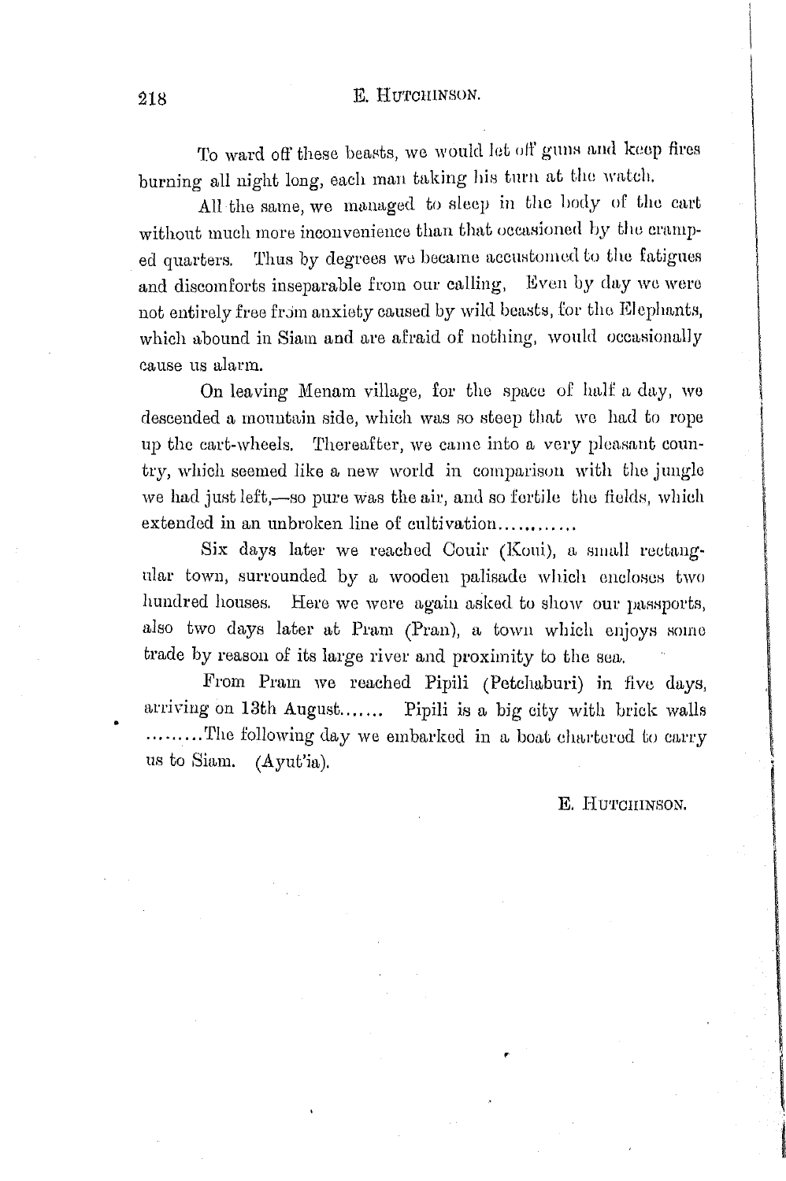To ward off these beasts, we would let off guns and keep fires burning all night long, each man taking his turn at the watch.

All the same, we managed to sleep in the body of the cart without much more inconvenience than that occasioned by the cramped quarters. Thus by degrees we became accustomed to the fatigues and discomforts inseparable from our calling. Even by day we were not entirely free from anxiety caused by wild beasts, for the Elephants, which abound in Siam and are afraid of nothing, would occasionally cause us alarm.

On leaving Menam village, for the space of half a day, we descended a mountain side, which was so steep that we had to rope up the cart-wheels. Thereafter, we came into a very pleasant country, which seemed like a new world in comparison with the jungle we had just left,—so pure was the air, and so fertile the fields, which extended in an unbroken line of cultivation............

Six days later we reached Couir (Koui), a small rectangular town, surrounded by a wooden palisade which encloses two hundred houses. Here we were again asked to show our passports, also two days later at Pram (Pran), a town which enjoys some trade by reason of its large river and proximity to the sea.

From Pram we reached Pipili (Petchaburi) in five days, arriving on 13th August....... Pipili is a big city with brick walls .........The following day we embarked in a boat chartered to carry us to Siam. (Ayut'ia).

E. HUTCHINSON.